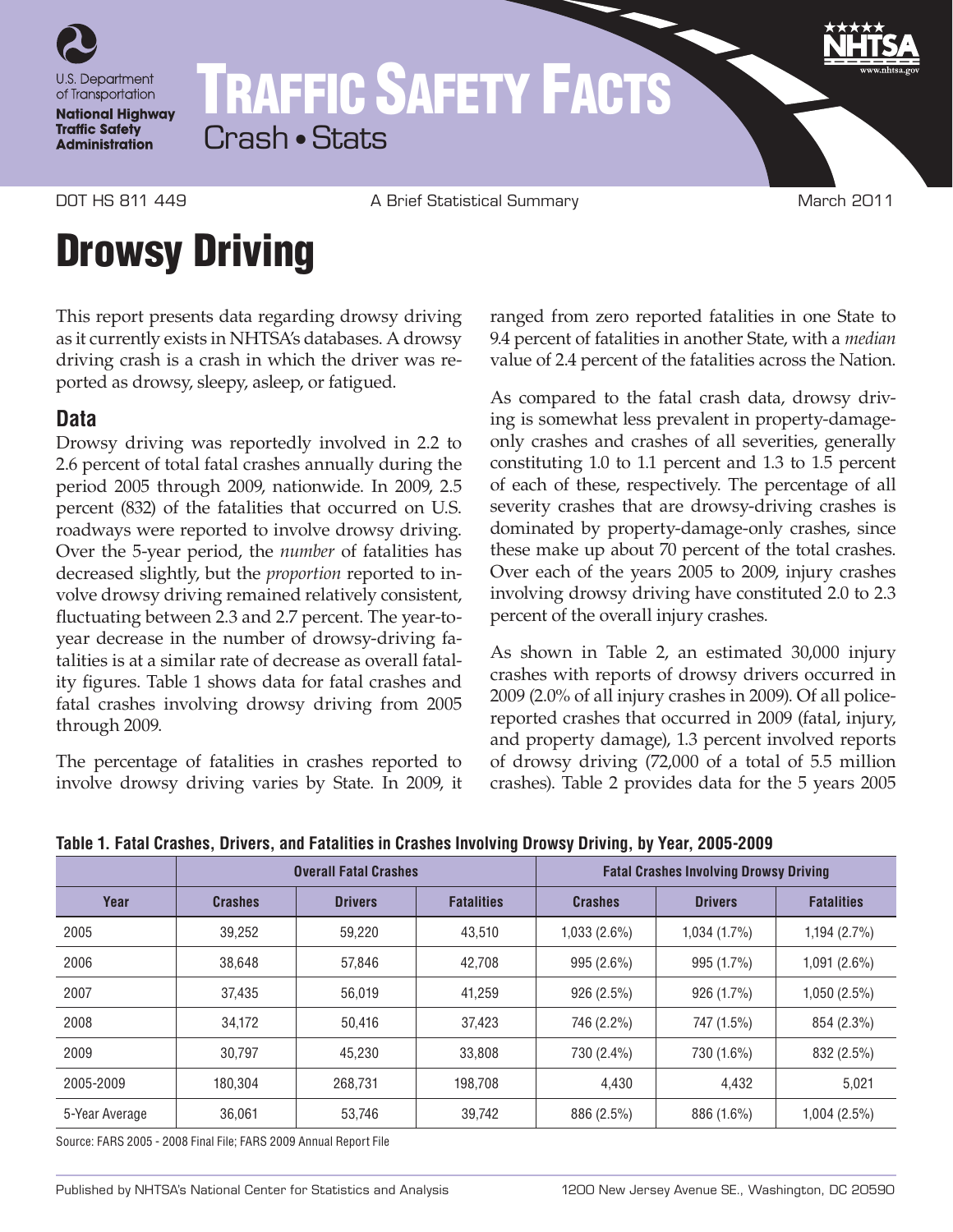U.S. Department of Transportation

**National Highway Traffic Safety Administration**

# TRAFFIC SAFETY FACTS

Crash • Stats

DOT HS 811 449 | A Brief Statistical Summary | March 2011

# Drowsy Driving

This report presents data regarding drowsy driving as it currently exists in NHTSA's databases. A drowsy driving crash is a crash in which the driver was reported as drowsy, sleepy, asleep, or fatigued.

## Data

Drowsy driving was reportedly involved in 2.2 to 2.6 percent of total fatal crashes annually during the period 2005 through 2009, nationwide. In 2009, 2.5 percent (832) of the fatalities that occurred on U.S. roadways were reported to involve drowsy driving. Over the 5-year period, the *number* of fatalities has decreased slightly, but the *proportion* reported to involve drowsy driving remained relatively consistent, fluctuating between 2.3 and 2.7 percent. The year-to-year decrease in the number of drowsy-driving fatalities is at a similar rate of decrease as overall fatality figures. Table 1 shows data for fatal crashes and fatal crashes involving drowsy driving from 2005 through 2009.

The percentage of fatalities in crashes reported to involve drowsy driving varies by State. In 2009, it ranged from zero reported fatalities in one State to 9.4 percent of fatalities in another State, with a *median* value of 2.4 percent of the fatalities across the Nation.

As compared to the fatal crash data, drowsy driving is somewhat less prevalent in property-damage-only crashes and crashes of all severities, generally constituting 1.0 to 1.1 percent and 1.3 to 1.5 percent of each of these, respectively. The percentage of all severity crashes that are drowsy-driving crashes is dominated by property-damage-only crashes, since these make up about 70 percent of the total crashes. Over each of the years 2005 to 2009, injury crashes involving drowsy driving have constituted 2.0 to 2.3 percent of the overall injury crashes.

As shown in Table 2, an estimated 30,000 injury crashes with reports of drowsy drivers occurred in 2009 (2.0% of all injury crashes in 2009). Of all police-reported crashes that occurred in 2009 (fatal, injury, and property damage), 1.3 percent involved reports of drowsy driving (72,000 of a total of 5.5 million crashes). Table 2 provides data for the 5 years 2005

**Table 1. Fatal Crashes, Drivers, and Fatalities in Crashes Involving Drowsy Driving, by Year, 2005-2009**

| | Overall Fatal Crashes | | | Fatal Crashes Involving Drowsy Driving | | |
|---|---|---|---|---|---|---|
| Year | Crashes | Drivers | Fatalities | Crashes | Drivers | Fatalities |
| 2005 | 39,252 | 59,220 | 43,510 | 1,033 (2.6%) | 1,034 (1.7%) | 1,194 (2.7%) |
| 2006 | 38,648 | 57,846 | 42,708 | 995 (2.6%) | 995 (1.7%) | 1,091 (2.6%) |
| 2007 | 37,435 | 56,019 | 41,259 | 926 (2.5%) | 926 (1.7%) | 1,050 (2.5%) |
| 2008 | 34,172 | 50,416 | 37,423 | 746 (2.2%) | 747 (1.5%) | 854 (2.3%) |
| 2009 | 30,797 | 45,230 | 33,808 | 730 (2.4%) | 730 (1.6%) | 832 (2.5%) |
| 2005-2009 | 180,304 | 268,731 | 198,708 | 4,430 | 4,432 | 5,021 |
| 5-Year Average | 36,061 | 53,746 | 39,742 | 886 (2.5%) | 886 (1.6%) | 1,004 (2.5%) |

Source: FARS 2005 - 2008 Final File; FARS 2009 Annual Report File

Published by NHTSA's National Center for Statistics and Analysis | 1200 New Jersey Avenue SE., Washington, DC 20590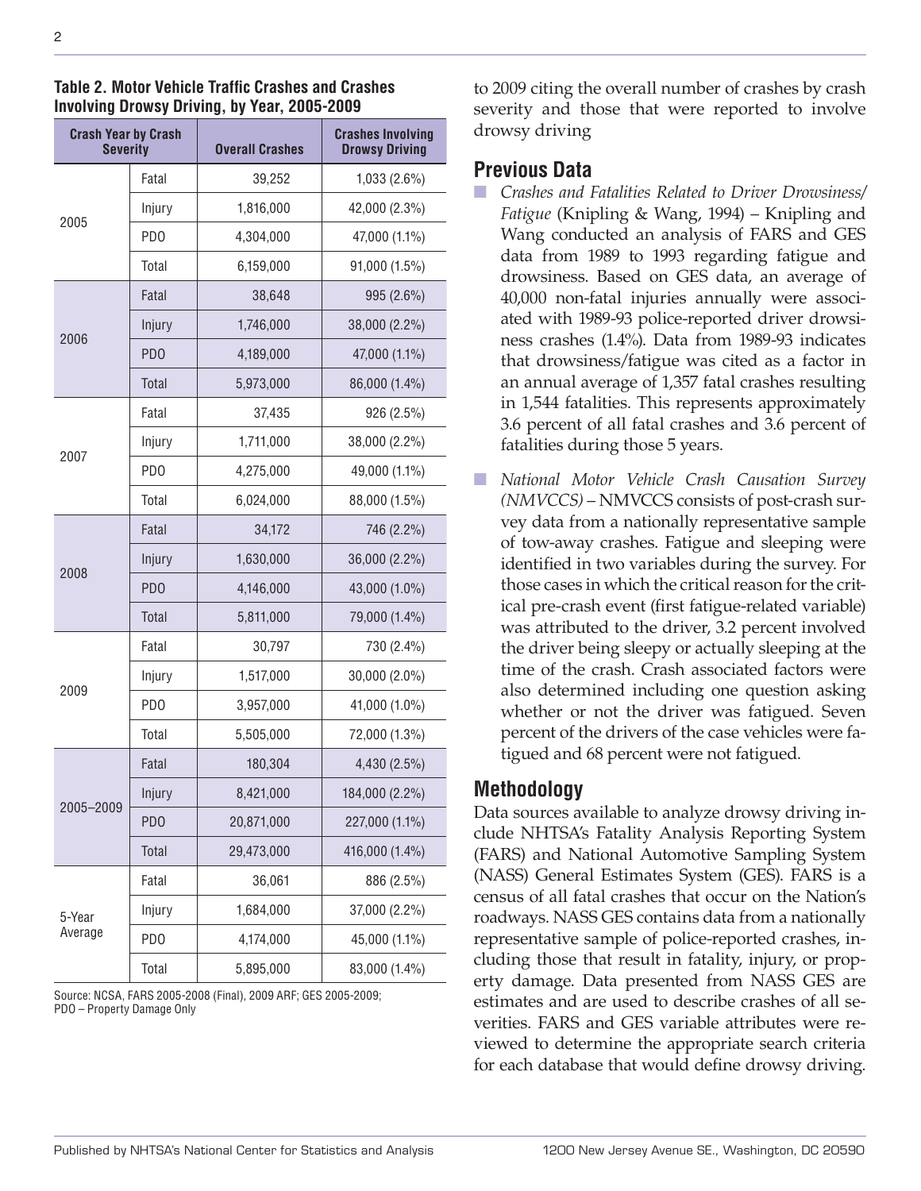**Table 2. Motor Vehicle Traffic Crashes and Crashes Involving Drowsy Driving, by Year, 2005-2009**

| Crash Year by Crash Severity | | Overall Crashes | Crashes Involving Drowsy Driving |
|---|---|---|---|
| 2005 | Fatal | 39,252 | 1,033 (2.6%) |
| | Injury | 1,816,000 | 42,000 (2.3%) |
| | PDO | 4,304,000 | 47,000 (1.1%) |
| | Total | 6,159,000 | 91,000 (1.5%) |
| 2006 | Fatal | 38,648 | 995 (2.6%) |
| | Injury | 1,746,000 | 38,000 (2.2%) |
| | PDO | 4,189,000 | 47,000 (1.1%) |
| | Total | 5,973,000 | 86,000 (1.4%) |
| 2007 | Fatal | 37,435 | 926 (2.5%) |
| | Injury | 1,711,000 | 38,000 (2.2%) |
| | PDO | 4,275,000 | 49,000 (1.1%) |
| | Total | 6,024,000 | 88,000 (1.5%) |
| 2008 | Fatal | 34,172 | 746 (2.2%) |
| | Injury | 1,630,000 | 36,000 (2.2%) |
| | PDO | 4,146,000 | 43,000 (1.0%) |
| | Total | 5,811,000 | 79,000 (1.4%) |
| 2009 | Fatal | 30,797 | 730 (2.4%) |
| | Injury | 1,517,000 | 30,000 (2.0%) |
| | PDO | 3,957,000 | 41,000 (1.0%) |
| | Total | 5,505,000 | 72,000 (1.3%) |
| 2005–2009 | Fatal | 180,304 | 4,430 (2.5%) |
| | Injury | 8,421,000 | 184,000 (2.2%) |
| | PDO | 20,871,000 | 227,000 (1.1%) |
| | Total | 29,473,000 | 416,000 (1.4%) |
| 5-Year Average | Fatal | 36,061 | 886 (2.5%) |
| | Injury | 1,684,000 | 37,000 (2.2%) |
| | PDO | 4,174,000 | 45,000 (1.1%) |
| | Total | 5,895,000 | 83,000 (1.4%) |

Source: NCSA, FARS 2005-2008 (Final), 2009 ARF; GES 2005-2009;
PDO – Property Damage Only

to 2009 citing the overall number of crashes by crash severity and those that were reported to involve drowsy driving

## Previous Data

- *Crashes and Fatalities Related to Driver Drowsiness/Fatigue* (Knipling & Wang, 1994) – Knipling and Wang conducted an analysis of FARS and GES data from 1989 to 1993 regarding fatigue and drowsiness. Based on GES data, an average of 40,000 non-fatal injuries annually were associated with 1989-93 police-reported driver drowsiness crashes (1.4%). Data from 1989-93 indicates that drowsiness/fatigue was cited as a factor in an annual average of 1,357 fatal crashes resulting in 1,544 fatalities. This represents approximately 3.6 percent of all fatal crashes and 3.6 percent of fatalities during those 5 years.
- *National Motor Vehicle Crash Causation Survey (NMVCCS)* – NMVCCS consists of post-crash survey data from a nationally representative sample of tow-away crashes. Fatigue and sleeping were identified in two variables during the survey. For those cases in which the critical reason for the critical pre-crash event (first fatigue-related variable) was attributed to the driver, 3.2 percent involved the driver being sleepy or actually sleeping at the time of the crash. Crash associated factors were also determined including one question asking whether or not the driver was fatigued. Seven percent of the drivers of the case vehicles were fatigued and 68 percent were not fatigued.

## Methodology

Data sources available to analyze drowsy driving include NHTSA's Fatality Analysis Reporting System (FARS) and National Automotive Sampling System (NASS) General Estimates System (GES). FARS is a census of all fatal crashes that occur on the Nation's roadways. NASS GES contains data from a nationally representative sample of police-reported crashes, including those that result in fatality, injury, or property damage. Data presented from NASS GES are estimates and are used to describe crashes of all severities. FARS and GES variable attributes were reviewed to determine the appropriate search criteria for each database that would define drowsy driving.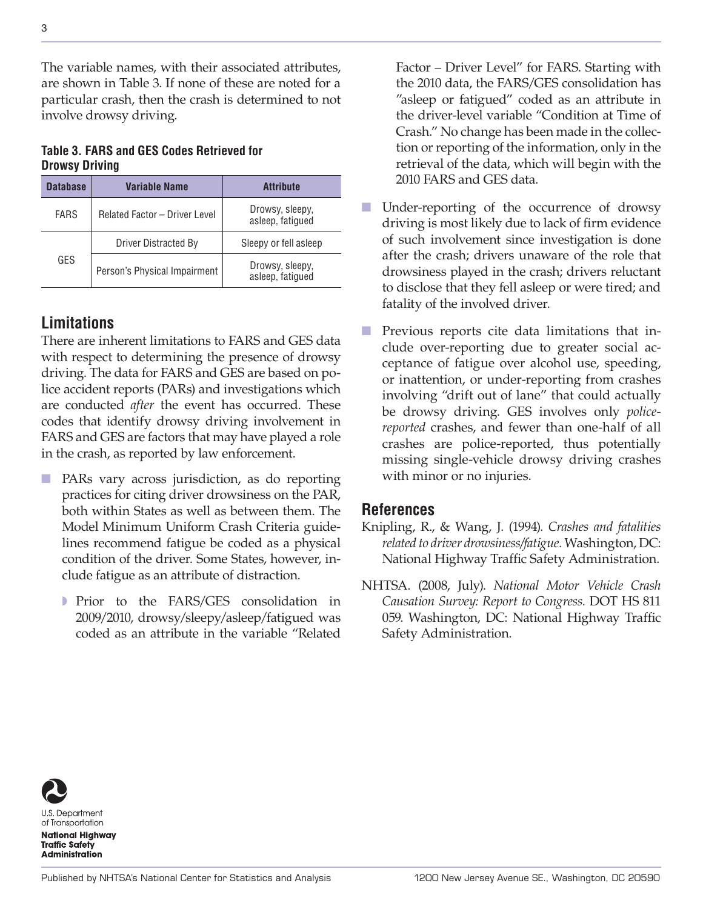The variable names, with their associated attributes, are shown in Table 3. If none of these are noted for a particular crash, then the crash is determined to not involve drowsy driving.

**Table 3. FARS and GES Codes Retrieved for Drowsy Driving**

| Database | Variable Name | Attribute |
| --- | --- | --- |
| FARS | Related Factor – Driver Level | Drowsy, sleepy, asleep, fatigued |
| GES | Driver Distracted By | Sleepy or fell asleep |
| | Person's Physical Impairment | Drowsy, sleepy, asleep, fatigued |

## Limitations

There are inherent limitations to FARS and GES data with respect to determining the presence of drowsy driving. The data for FARS and GES are based on police accident reports (PARs) and investigations which are conducted *after* the event has occurred. These codes that identify drowsy driving involvement in FARS and GES are factors that may have played a role in the crash, as reported by law enforcement.

- PARs vary across jurisdiction, as do reporting practices for citing driver drowsiness on the PAR, both within States as well as between them. The Model Minimum Uniform Crash Criteria guidelines recommend fatigue be coded as a physical condition of the driver. Some States, however, include fatigue as an attribute of distraction.
  - Prior to the FARS/GES consolidation in 2009/2010, drowsy/sleepy/asleep/fatigued was coded as an attribute in the variable "Related Factor – Driver Level" for FARS. Starting with the 2010 data, the FARS/GES consolidation has "asleep or fatigued" coded as an attribute in the driver-level variable "Condition at Time of Crash." No change has been made in the collection or reporting of the information, only in the retrieval of the data, which will begin with the 2010 FARS and GES data.
- Under-reporting of the occurrence of drowsy driving is most likely due to lack of firm evidence of such involvement since investigation is done after the crash; drivers unaware of the role that drowsiness played in the crash; drivers reluctant to disclose that they fell asleep or were tired; and fatality of the involved driver.
- Previous reports cite data limitations that include over-reporting due to greater social acceptance of fatigue over alcohol use, speeding, or inattention, or under-reporting from crashes involving "drift out of lane" that could actually be drowsy driving. GES involves only *police-reported* crashes, and fewer than one-half of all crashes are police-reported, thus potentially missing single-vehicle drowsy driving crashes with minor or no injuries.

## References

Knipling, R., & Wang, J. (1994). *Crashes and fatalities related to driver drowsiness/fatigue.* Washington, DC: National Highway Traffic Safety Administration.

NHTSA. (2008, July). *National Motor Vehicle Crash Causation Survey: Report to Congress.* DOT HS 811 059. Washington, DC: National Highway Traffic Safety Administration.

U.S. Department of Transportation
**National Highway Traffic Safety Administration**

Published by NHTSA's National Center for Statistics and Analysis 1200 New Jersey Avenue SE., Washington, DC 20590